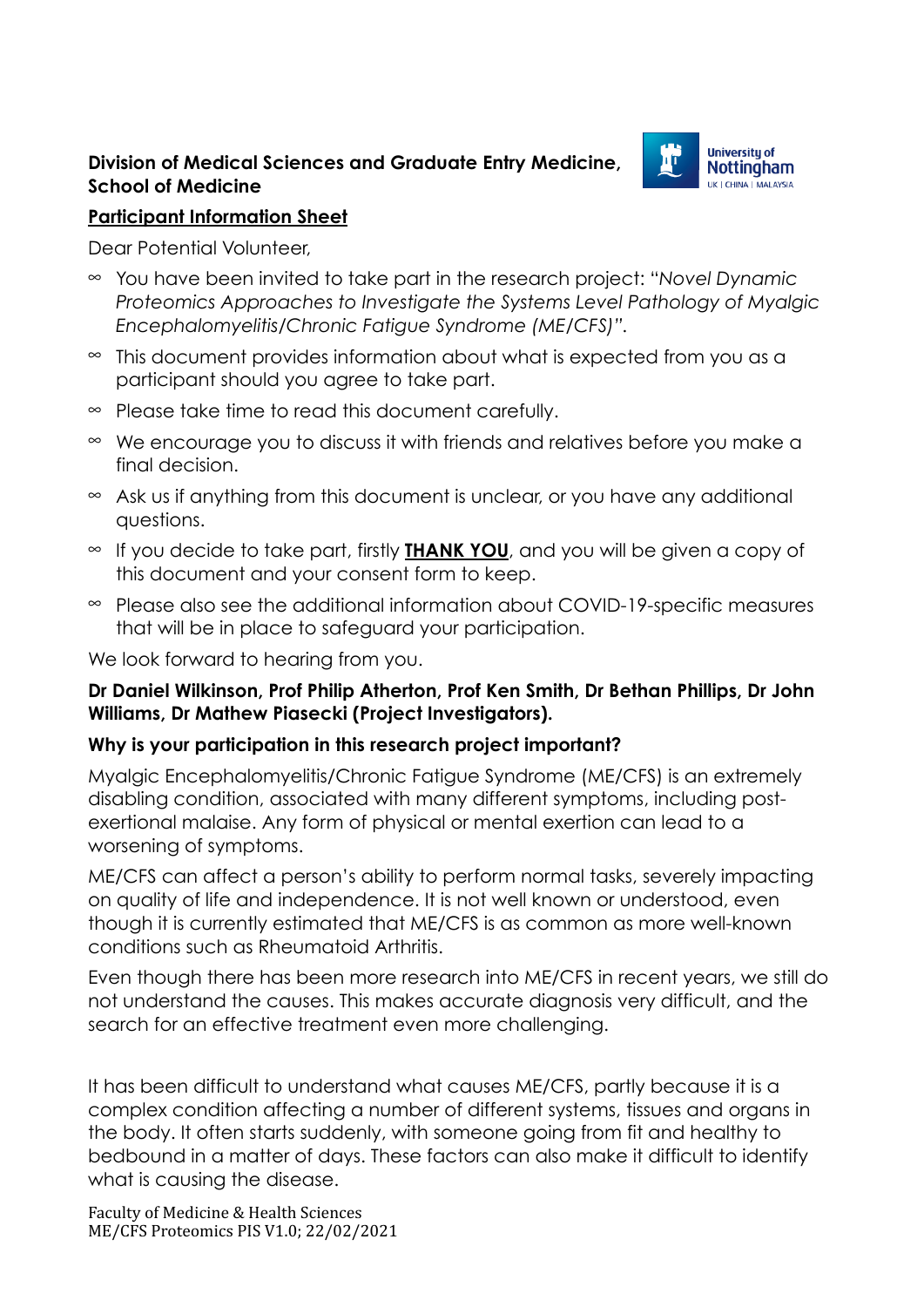**Division of Medical Sciences and Graduate Entry Medicine, School of Medicine**

**<u>Participant Information Sheet</u>**

Dear Potential Volunteer,

- You have been invited to take part in the research project: "*Novel Dynamic Proteomics Approaches to Investigate the Systems Level Pathology of Myalgic Encephalomyelitis/Chronic Fatigue Syndrome (ME/CFS)"*.
- This document provides information about what is expected from you as a participant should you agree to take part.
- Please take time to read this document carefully.
- We encourage you to discuss it with friends and relatives before you make a final decision.
- Ask us if anything from this document is unclear, or you have any additional questions.
- If you decide to take part, firstly **<u>THANK YOU</u>**, and you will be given a copy of this document and your consent form to keep.
- Please also see the additional information about COVID-19-specific measures that will be in place to safeguard your participation.

We look forward to hearing from you.

**Dr Daniel Wilkinson, Prof Philip Atherton, Prof Ken Smith, Dr Bethan Phillips, Dr John Williams, Dr Mathew Piasecki (Project Investigators).**

**Why is your participation in this research project important?**

Myalgic Encephalomyelitis/Chronic Fatigue Syndrome (ME/CFS) is an extremely disabling condition, associated with many different symptoms, including post-exertional malaise. Any form of physical or mental exertion can lead to a worsening of symptoms.

ME/CFS can affect a person's ability to perform normal tasks, severely impacting on quality of life and independence. It is not well known or understood, even though it is currently estimated that ME/CFS is as common as more well-known conditions such as Rheumatoid Arthritis.

Even though there has been more research into ME/CFS in recent years, we still do not understand the causes. This makes accurate diagnosis very difficult, and the search for an effective treatment even more challenging.

It has been difficult to understand what causes ME/CFS, partly because it is a complex condition affecting a number of different systems, tissues and organs in the body. It often starts suddenly, with someone going from fit and healthy to bedbound in a matter of days. These factors can also make it difficult to identify what is causing the disease.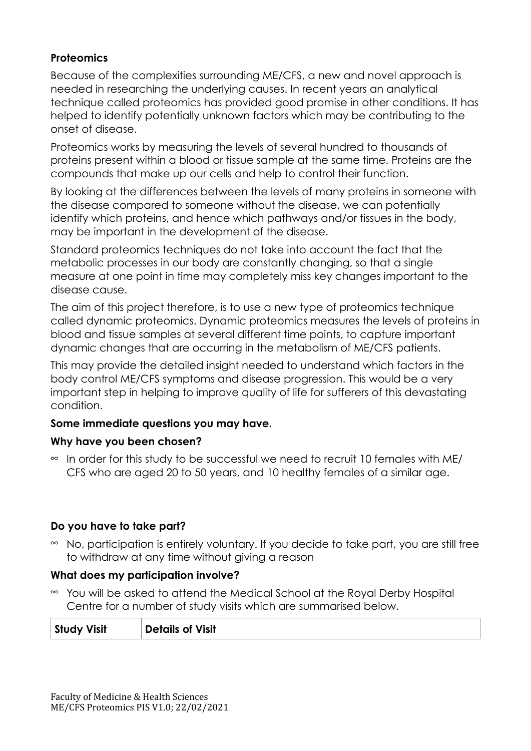**Proteomics**

Because of the complexities surrounding ME/CFS, a new and novel approach is needed in researching the underlying causes. In recent years an analytical technique called proteomics has provided good promise in other conditions. It has helped to identify potentially unknown factors which may be contributing to the onset of disease.

Proteomics works by measuring the levels of several hundred to thousands of proteins present within a blood or tissue sample at the same time. Proteins are the compounds that make up our cells and help to control their function.

By looking at the differences between the levels of many proteins in someone with the disease compared to someone without the disease, we can potentially identify which proteins, and hence which pathways and/or tissues in the body, may be important in the development of the disease.

Standard proteomics techniques do not take into account the fact that the metabolic processes in our body are constantly changing, so that a single measure at one point in time may completely miss key changes important to the disease cause.

The aim of this project therefore, is to use a new type of proteomics technique called dynamic proteomics. Dynamic proteomics measures the levels of proteins in blood and tissue samples at several different time points, to capture important dynamic changes that are occurring in the metabolism of ME/CFS patients.

This may provide the detailed insight needed to understand which factors in the body control ME/CFS symptoms and disease progression. This would be a very important step in helping to improve quality of life for sufferers of this devastating condition.

**Some immediate questions you may have.**

**Why have you been chosen?**

- In order for this study to be successful we need to recruit 10 females with ME/CFS who are aged 20 to 50 years, and 10 healthy females of a similar age.

**Do you have to take part?**

- No, participation is entirely voluntary. If you decide to take part, you are still free to withdraw at any time without giving a reason

**What does my participation involve?**

- You will be asked to attend the Medical School at the Royal Derby Hospital Centre for a number of study visits which are summarised below.

| Study Visit | Details of Visit |
|---|---|

Faculty of Medicine & Health Sciences
ME/CFS Proteomics PIS V1.0; 22/02/2021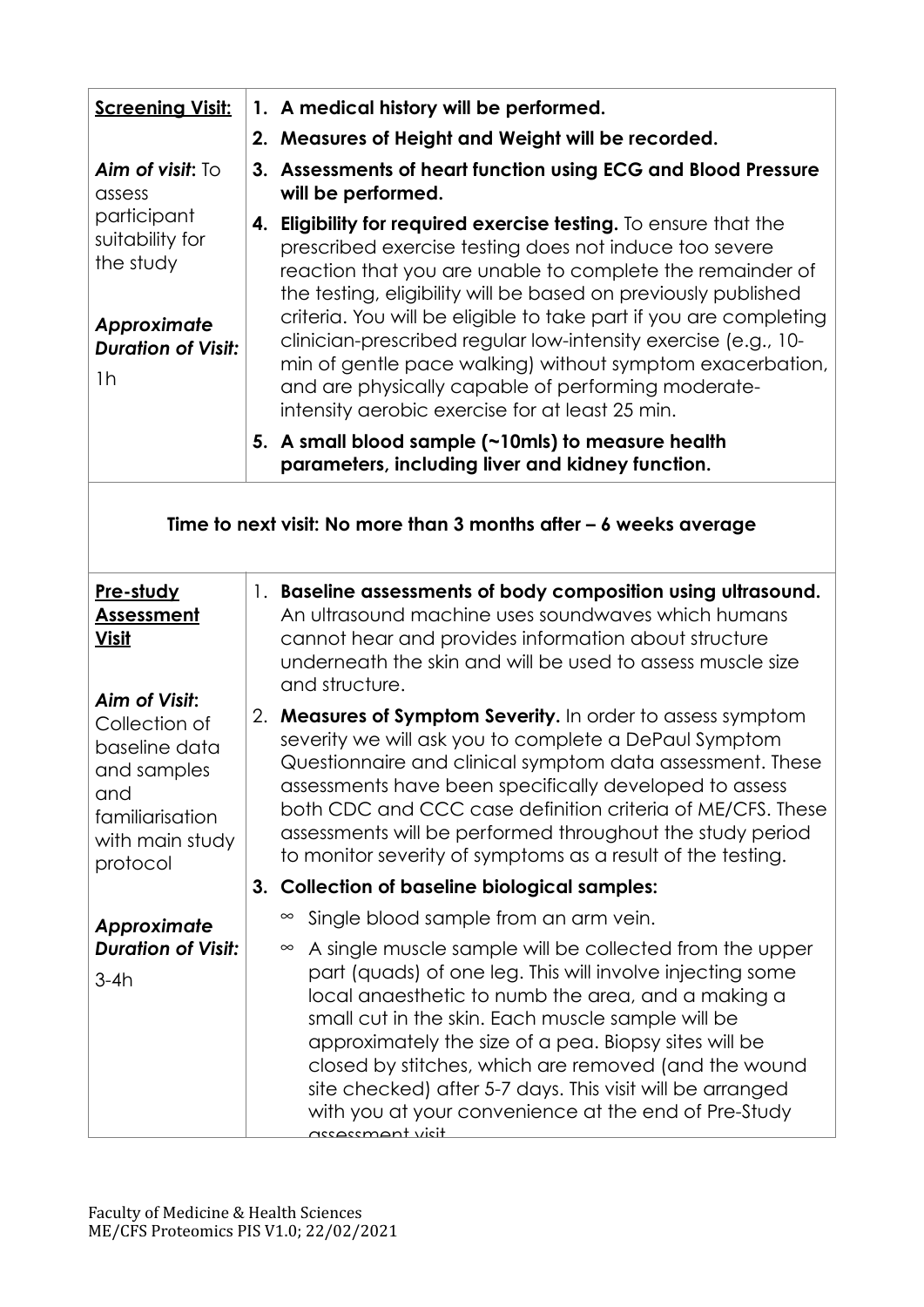| **Screening Visit:**<br><br>***Aim of visit*:** To assess participant suitability for the study<br><br>***Approximate Duration of Visit:***<br>1h | 1. **A medical history will be performed.**<br>2. **Measures of Height and Weight will be recorded.**<br>3. **Assessments of heart function using ECG and Blood Pressure will be performed.**<br>4. **Eligibility for required exercise testing.** To ensure that the prescribed exercise testing does not induce too severe reaction that you are unable to complete the remainder of the testing, eligibility will be based on previously published criteria. You will be eligible to take part if you are completing clinician-prescribed regular low-intensity exercise (e.g., 10-min of gentle pace walking) without symptom exacerbation, and are physically capable of performing moderate-intensity aerobic exercise for at least 25 min.<br>5. **A small blood sample (~10mls) to measure health parameters, including liver and kidney function.** |
| --- | --- |
| **Time to next visit: No more than 3 months after – 6 weeks average** | |
| **Pre-study Assessment Visit**<br><br>***Aim of Visit*:** Collection of baseline data and samples and familiarisation with main study protocol<br><br>***Approximate Duration of Visit:***<br>3-4h | 1. **Baseline assessments of body composition using ultrasound.** An ultrasound machine uses soundwaves which humans cannot hear and provides information about structure underneath the skin and will be used to assess muscle size and structure.<br>2. **Measures of Symptom Severity.** In order to assess symptom severity we will ask you to complete a DePaul Symptom Questionnaire and clinical symptom data assessment. These assessments have been specifically developed to assess both CDC and CCC case definition criteria of ME/CFS. These assessments will be performed throughout the study period to monitor severity of symptoms as a result of the testing.<br>3. **Collection of baseline biological samples:**<br>∞ Single blood sample from an arm vein.<br>∞ A single muscle sample will be collected from the upper part (quads) of one leg. This will involve injecting some local anaesthetic to numb the area, and a making a small cut in the skin. Each muscle sample will be approximately the size of a pea. Biopsy sites will be closed by stitches, which are removed (and the wound site checked) after 5-7 days. This visit will be arranged with you at your convenience at the end of Pre-Study assessment visit. |

Faculty of Medicine & Health Sciences
ME/CFS Proteomics PIS V1.0; 22/02/2021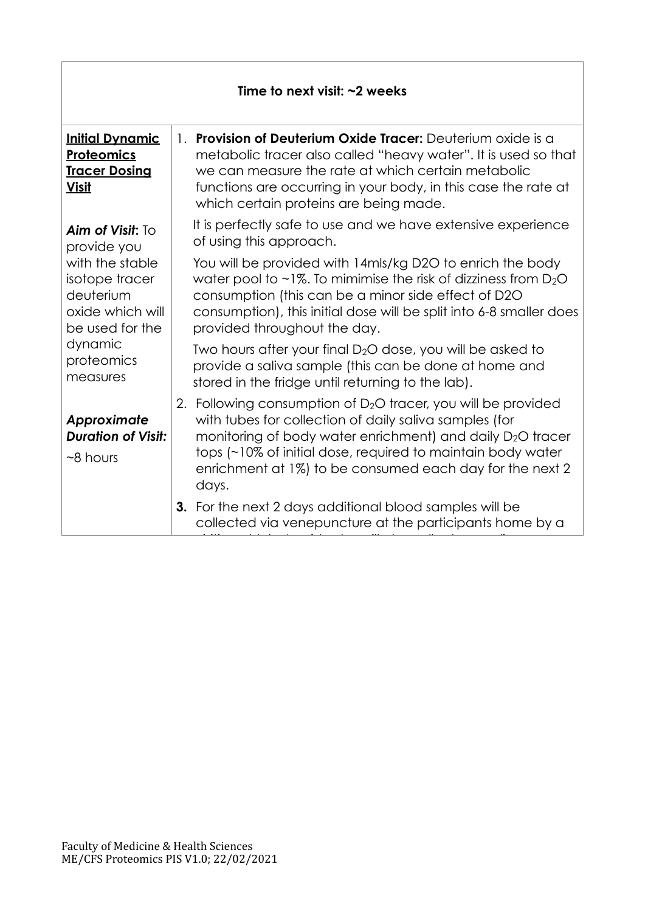| Time to next visit: ~2 weeks | |
|---|---|
| **Initial Dynamic Proteomics Tracer Dosing Visit**<br><br>***Aim of Visit*:** To provide you with the stable isotope tracer deuterium oxide which will be used for the dynamic proteomics measures<br><br>***Approximate Duration of Visit:***<br>~8 hours | 1. **Provision of Deuterium Oxide Tracer:** Deuterium oxide is a metabolic tracer also called "heavy water". It is used so that we can measure the rate at which certain metabolic functions are occurring in your body, in this case the rate at which certain proteins are being made.<br><br>It is perfectly safe to use and we have extensive experience of using this approach.<br><br>You will be provided with 14mls/kg D2O to enrich the body water pool to ~1%. To mimimise the risk of dizziness from $D_2O$ consumption (this can be a minor side effect of D2O consumption), this initial dose will be split into 6-8 smaller does provided throughout the day.<br><br>Two hours after your final $D_2O$ dose, you will be asked to provide a saliva sample (this can be done at home and stored in the fridge until returning to the lab).<br><br>2. Following consumption of $D_2O$ tracer, you will be provided with tubes for collection of daily saliva samples (for monitoring of body water enrichment) and daily $D_2O$ tracer tops (~10% of initial dose, required to maintain body water enrichment at 1%) to be consumed each day for the next 2 days.<br><br>**3.** For the next 2 days additional blood samples will be collected via venepuncture at the participants home by a |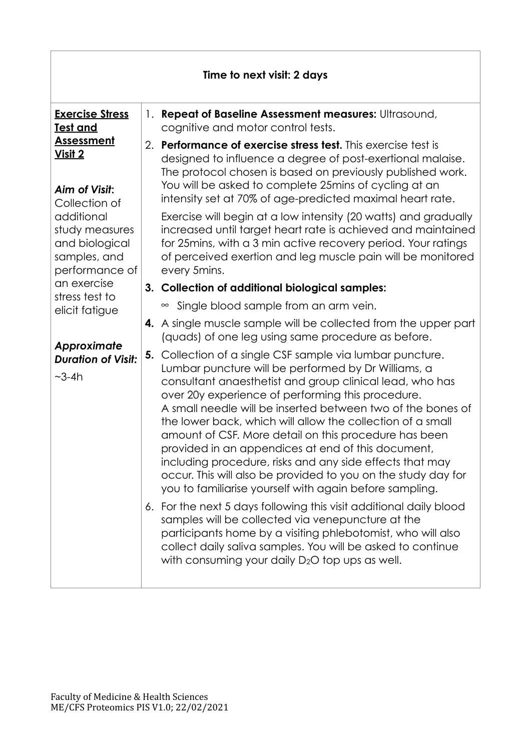| **Time to next visit: 2 days** | |
|---|---|
| **<u>Exercise Stress Test and Assessment Visit 2</u>**<br><br>***Aim of Visit*:** Collection of additional study measures and biological samples, and performance of an exercise stress test to elicit fatigue<br><br>***Approximate Duration of Visit:***<br>~3-4h | 1. **Repeat of Baseline Assessment measures:** Ultrasound, cognitive and motor control tests.<br>2. **Performance of exercise stress test.** This exercise test is designed to influence a degree of post-exertional malaise. The protocol chosen is based on previously published work. You will be asked to complete 25mins of cycling at an intensity set at 70% of age-predicted maximal heart rate.<br>Exercise will begin at a low intensity (20 watts) and gradually increased until target heart rate is achieved and maintained for 25mins, with a 3 min active recovery period. Your ratings of perceived exertion and leg muscle pain will be monitored every 5mins.<br>3. **Collection of additional biological samples:**<br>∞ Single blood sample from an arm vein.<br>**4.** A single muscle sample will be collected from the upper part (quads) of one leg using same procedure as before.<br>**5.** Collection of a single CSF sample via lumbar puncture. Lumbar puncture will be performed by Dr Williams, a consultant anaesthetist and group clinical lead, who has over 20y experience of performing this procedure. A small needle will be inserted between two of the bones of the lower back, which will allow the collection of a small amount of CSF. More detail on this procedure has been provided in an appendices at end of this document, including procedure, risks and any side effects that may occur. This will also be provided to you on the study day for you to familiarise yourself with again before sampling.<br>6. For the next 5 days following this visit additional daily blood samples will be collected via venepuncture at the participants home by a visiting phlebotomist, who will also collect daily saliva samples. You will be asked to continue with consuming your daily $D_2O$ top ups as well. |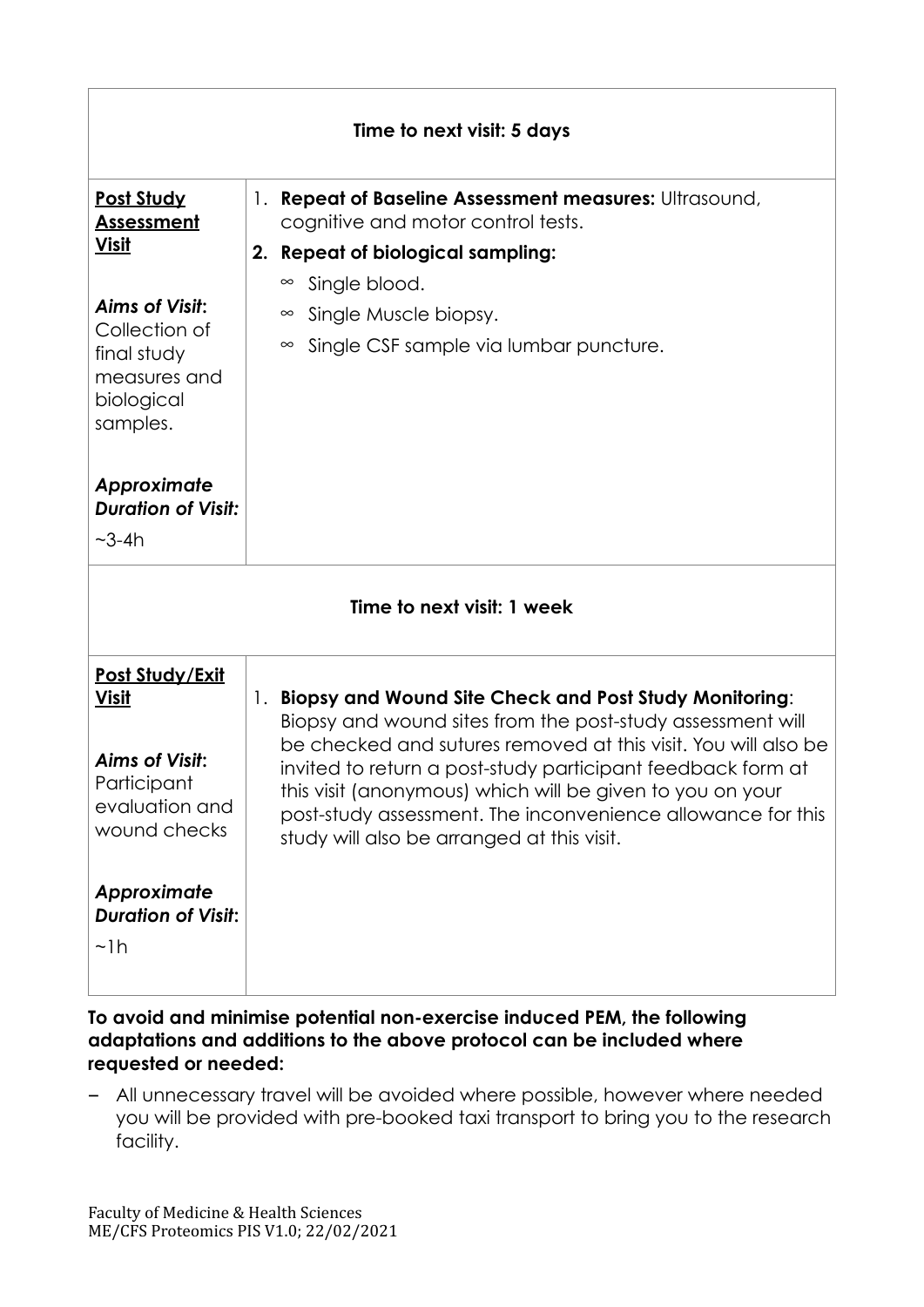| Time to next visit: 5 days | |
|---|---|
| **Post Study Assessment Visit**<br><br>***Aims of Visit*:** Collection of final study measures and biological samples.<br><br>***Approximate Duration of Visit:***<br>~3-4h | 1. **Repeat of Baseline Assessment measures:** Ultrasound, cognitive and motor control tests.<br>2. **Repeat of biological sampling:**<br>∞ Single blood.<br>∞ Single Muscle biopsy.<br>∞ Single CSF sample via lumbar puncture. |
| **Time to next visit: 1 week** | |
| **Post Study/Exit Visit**<br><br>***Aims of Visit*:** Participant evaluation and wound checks<br><br>***Approximate Duration of Visit*:**<br>~1h | 1. **Biopsy and Wound Site Check and Post Study Monitoring**: Biopsy and wound sites from the post-study assessment will be checked and sutures removed at this visit. You will also be invited to return a post-study participant feedback form at this visit (anonymous) which will be given to you on your post-study assessment. The inconvenience allowance for this study will also be arranged at this visit. |

**To avoid and minimise potential non-exercise induced PEM, the following adaptations and additions to the above protocol can be included where requested or needed:**

- All unnecessary travel will be avoided where possible, however where needed you will be provided with pre-booked taxi transport to bring you to the research facility.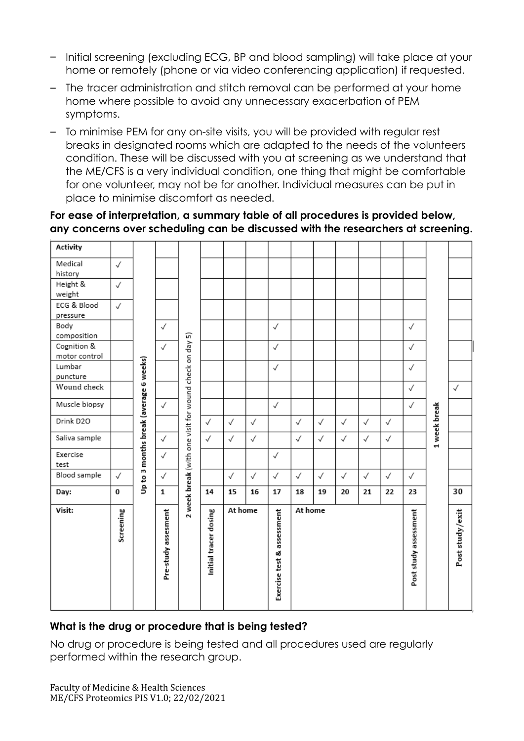- Initial screening (excluding ECG, BP and blood sampling) will take place at your home or remotely (phone or via video conferencing application) if requested.
- The tracer administration and stitch removal can be performed at your home home where possible to avoid any unnecessary exacerbation of PEM symptoms.
- To minimise PEM for any on-site visits, you will be provided with regular rest breaks in designated rooms which are adapted to the needs of the volunteers condition. These will be discussed with you at screening as we understand that the ME/CFS is a very individual condition, one thing that might be comfortable for one volunteer, may not be for another. Individual measures can be put in place to minimise discomfort as needed.

**For ease of interpretation, a summary table of all procedures is provided below, any concerns over scheduling can be discussed with the researchers at screening.**

| Activity | | Up to 3 months break (average 6 weeks) | | 2 week break (with one visit for wound check on day 5) | | | | | | | | | | | 1 week break | |
|---|---|---|---|---|---|---|---|---|---|---|---|---|---|---|---|---|
| Medical history | ✓ | | | | | | | | | | | | | | | |
| Height & weight | ✓ | | | | | | | | | | | | | | | |
| ECG & Blood pressure | ✓ | | | | | | | | | | | | | | | |
| Body composition | | | ✓ | | | | | ✓ | | | | | | ✓ | | |
| Cognition & motor control | | | ✓ | | | | | ✓ | | | | | | ✓ | | |
| Lumbar puncture | | | | | | | | ✓ | | | | | | ✓ | | |
| Wound check | | | | | | | | | | | | | | ✓ | | ✓ |
| Muscle biopsy | | | ✓ | | | | | ✓ | | | | | | ✓ | | |
| Drink $D_2O$ | | | | | ✓ | ✓ | ✓ | | ✓ | ✓ | ✓ | ✓ | ✓ | | | |
| Saliva sample | | | ✓ | | ✓ | ✓ | ✓ | | ✓ | ✓ | ✓ | ✓ | ✓ | | | |
| Exercise test | | | ✓ | | | | | ✓ | | | | | | | | |
| Blood sample | ✓ | | ✓ | | | ✓ | ✓ | ✓ | ✓ | ✓ | ✓ | ✓ | ✓ | ✓ | | |
| Day: | 0 | | 1 | | 14 | 15 | 16 | 17 | 18 | 19 | 20 | 21 | 22 | 23 | | 30 |
| Visit: | Screening | | Pre-study assesment | | Initial tracer dosing | At home | | Exercise test & assessment | At home | | | | | Post study assessment | | Post study/exit |

### What is the drug or procedure that is being tested?

No drug or procedure is being tested and all procedures used are regularly performed within the research group.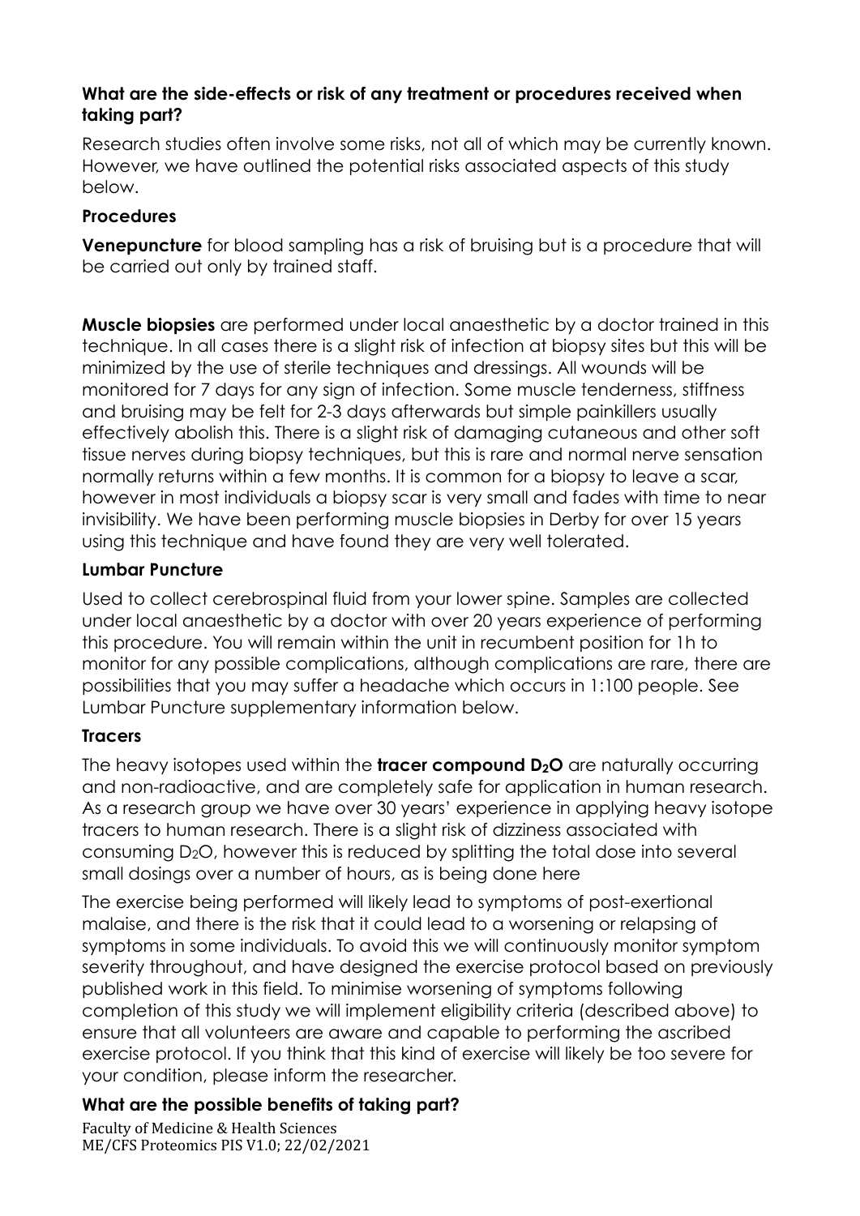**What are the side-effects or risk of any treatment or procedures received when taking part?**

Research studies often involve some risks, not all of which may be currently known. However, we have outlined the potential risks associated aspects of this study below.

**Procedures**

**Venepuncture** for blood sampling has a risk of bruising but is a procedure that will be carried out only by trained staff.

**Muscle biopsies** are performed under local anaesthetic by a doctor trained in this technique. In all cases there is a slight risk of infection at biopsy sites but this will be minimized by the use of sterile techniques and dressings. All wounds will be monitored for 7 days for any sign of infection. Some muscle tenderness, stiffness and bruising may be felt for 2-3 days afterwards but simple painkillers usually effectively abolish this. There is a slight risk of damaging cutaneous and other soft tissue nerves during biopsy techniques, but this is rare and normal nerve sensation normally returns within a few months. It is common for a biopsy to leave a scar, however in most individuals a biopsy scar is very small and fades with time to near invisibility. We have been performing muscle biopsies in Derby for over 15 years using this technique and have found they are very well tolerated.

**Lumbar Puncture**

Used to collect cerebrospinal fluid from your lower spine. Samples are collected under local anaesthetic by a doctor with over 20 years experience of performing this procedure. You will remain within the unit in recumbent position for 1h to monitor for any possible complications, although complications are rare, there are possibilities that you may suffer a headache which occurs in 1:100 people. See Lumbar Puncture supplementary information below.

**Tracers**

The heavy isotopes used within the **tracer compound $D_2O$** are naturally occurring and non-radioactive, and are completely safe for application in human research. As a research group we have over 30 years' experience in applying heavy isotope tracers to human research. There is a slight risk of dizziness associated with consuming $D_2O$, however this is reduced by splitting the total dose into several small dosings over a number of hours, as is being done here

The exercise being performed will likely lead to symptoms of post-exertional malaise, and there is the risk that it could lead to a worsening or relapsing of symptoms in some individuals. To avoid this we will continuously monitor symptom severity throughout, and have designed the exercise protocol based on previously published work in this field. To minimise worsening of symptoms following completion of this study we will implement eligibility criteria (described above) to ensure that all volunteers are aware and capable to performing the ascribed exercise protocol. If you think that this kind of exercise will likely be too severe for your condition, please inform the researcher.

**What are the possible benefits of taking part?**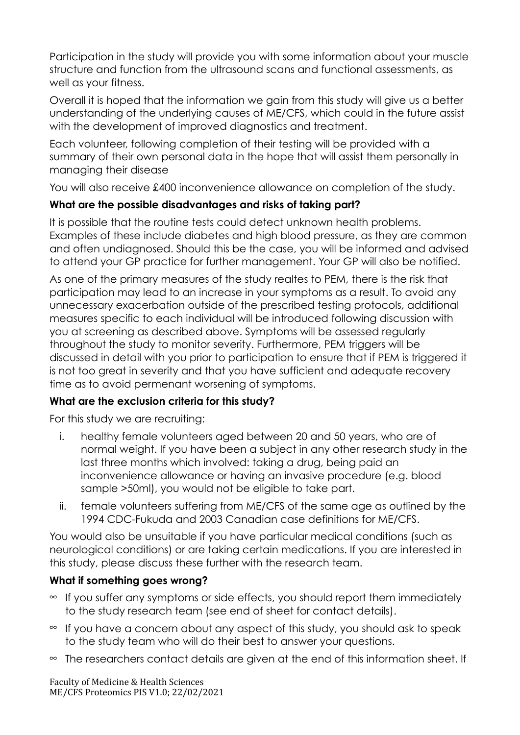Participation in the study will provide you with some information about your muscle structure and function from the ultrasound scans and functional assessments, as well as your fitness.

Overall it is hoped that the information we gain from this study will give us a better understanding of the underlying causes of ME/CFS, which could in the future assist with the development of improved diagnostics and treatment.

Each volunteer, following completion of their testing will be provided with a summary of their own personal data in the hope that will assist them personally in managing their disease

You will also receive £400 inconvenience allowance on completion of the study.

**What are the possible disadvantages and risks of taking part?**

It is possible that the routine tests could detect unknown health problems. Examples of these include diabetes and high blood pressure, as they are common and often undiagnosed. Should this be the case, you will be informed and advised to attend your GP practice for further management. Your GP will also be notified.

As one of the primary measures of the study realtes to PEM, there is the risk that participation may lead to an increase in your symptoms as a result. To avoid any unnecessary exacerbation outside of the prescribed testing protocols, additional measures specific to each individual will be introduced following discussion with you at screening as described above. Symptoms will be assessed regularly throughout the study to monitor severity. Furthermore, PEM triggers will be discussed in detail with you prior to participation to ensure that if PEM is triggered it is not too great in severity and that you have sufficient and adequate recovery time as to avoid permenant worsening of symptoms.

**What are the exclusion criteria for this study?**

For this study we are recruiting:

i. healthy female volunteers aged between 20 and 50 years, who are of normal weight. If you have been a subject in any other research study in the last three months which involved: taking a drug, being paid an inconvenience allowance or having an invasive procedure (e.g. blood sample >50ml), you would not be eligible to take part.

ii. female volunteers suffering from ME/CFS of the same age as outlined by the 1994 CDC-Fukuda and 2003 Canadian case definitions for ME/CFS.

You would also be unsuitable if you have particular medical conditions (such as neurological conditions) or are taking certain medications. If you are interested in this study, please discuss these further with the research team.

**What if something goes wrong?**

- If you suffer any symptoms or side effects, you should report them immediately to the study research team (see end of sheet for contact details).
- If you have a concern about any aspect of this study, you should ask to speak to the study team who will do their best to answer your questions.
- The researchers contact details are given at the end of this information sheet. If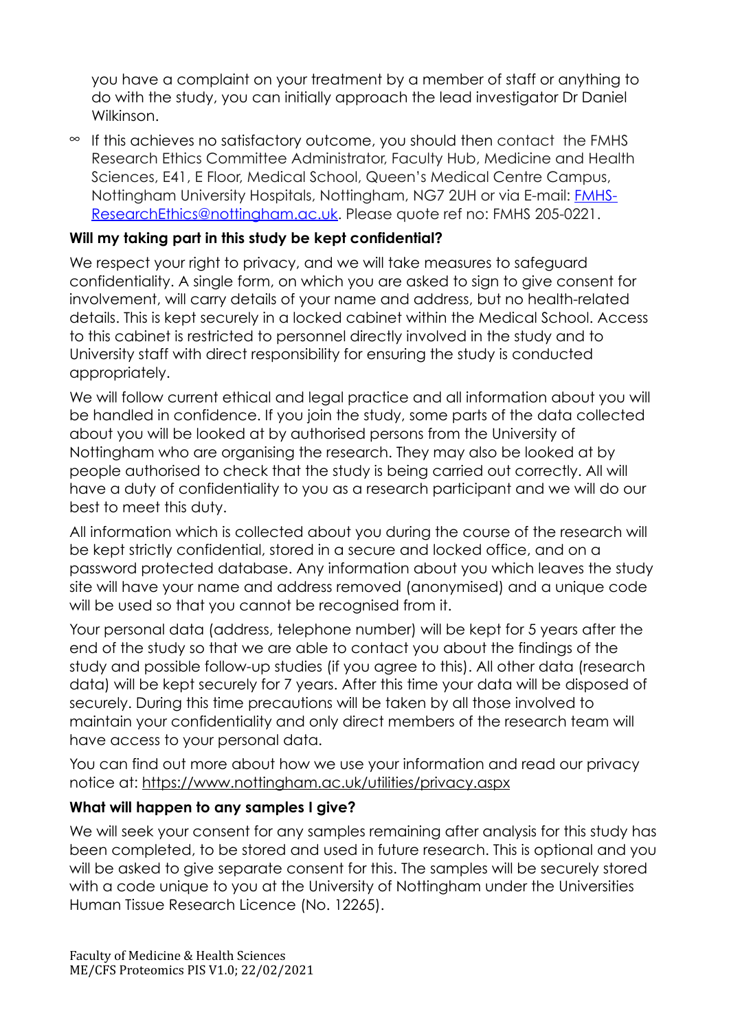you have a complaint on your treatment by a member of staff or anything to do with the study, you can initially approach the lead investigator Dr Daniel Wilkinson.

- If this achieves no satisfactory outcome, you should then contact the FMHS Research Ethics Committee Administrator, Faculty Hub, Medicine and Health Sciences, E41, E Floor, Medical School, Queen's Medical Centre Campus, Nottingham University Hospitals, Nottingham, NG7 2UH or via E-mail: FMHS-ResearchEthics@nottingham.ac.uk. Please quote ref no: FMHS 205-0221.

**Will my taking part in this study be kept confidential?**

We respect your right to privacy, and we will take measures to safeguard confidentiality. A single form, on which you are asked to sign to give consent for involvement, will carry details of your name and address, but no health-related details. This is kept securely in a locked cabinet within the Medical School. Access to this cabinet is restricted to personnel directly involved in the study and to University staff with direct responsibility for ensuring the study is conducted appropriately.

We will follow current ethical and legal practice and all information about you will be handled in confidence. If you join the study, some parts of the data collected about you will be looked at by authorised persons from the University of Nottingham who are organising the research. They may also be looked at by people authorised to check that the study is being carried out correctly. All will have a duty of confidentiality to you as a research participant and we will do our best to meet this duty.

All information which is collected about you during the course of the research will be kept strictly confidential, stored in a secure and locked office, and on a password protected database. Any information about you which leaves the study site will have your name and address removed (anonymised) and a unique code will be used so that you cannot be recognised from it.

Your personal data (address, telephone number) will be kept for 5 years after the end of the study so that we are able to contact you about the findings of the study and possible follow-up studies (if you agree to this). All other data (research data) will be kept securely for 7 years. After this time your data will be disposed of securely. During this time precautions will be taken by all those involved to maintain your confidentiality and only direct members of the research team will have access to your personal data.

You can find out more about how we use your information and read our privacy notice at: https://www.nottingham.ac.uk/utilities/privacy.aspx

**What will happen to any samples I give?**

We will seek your consent for any samples remaining after analysis for this study has been completed, to be stored and used in future research. This is optional and you will be asked to give separate consent for this. The samples will be securely stored with a code unique to you at the University of Nottingham under the Universities Human Tissue Research Licence (No. 12265).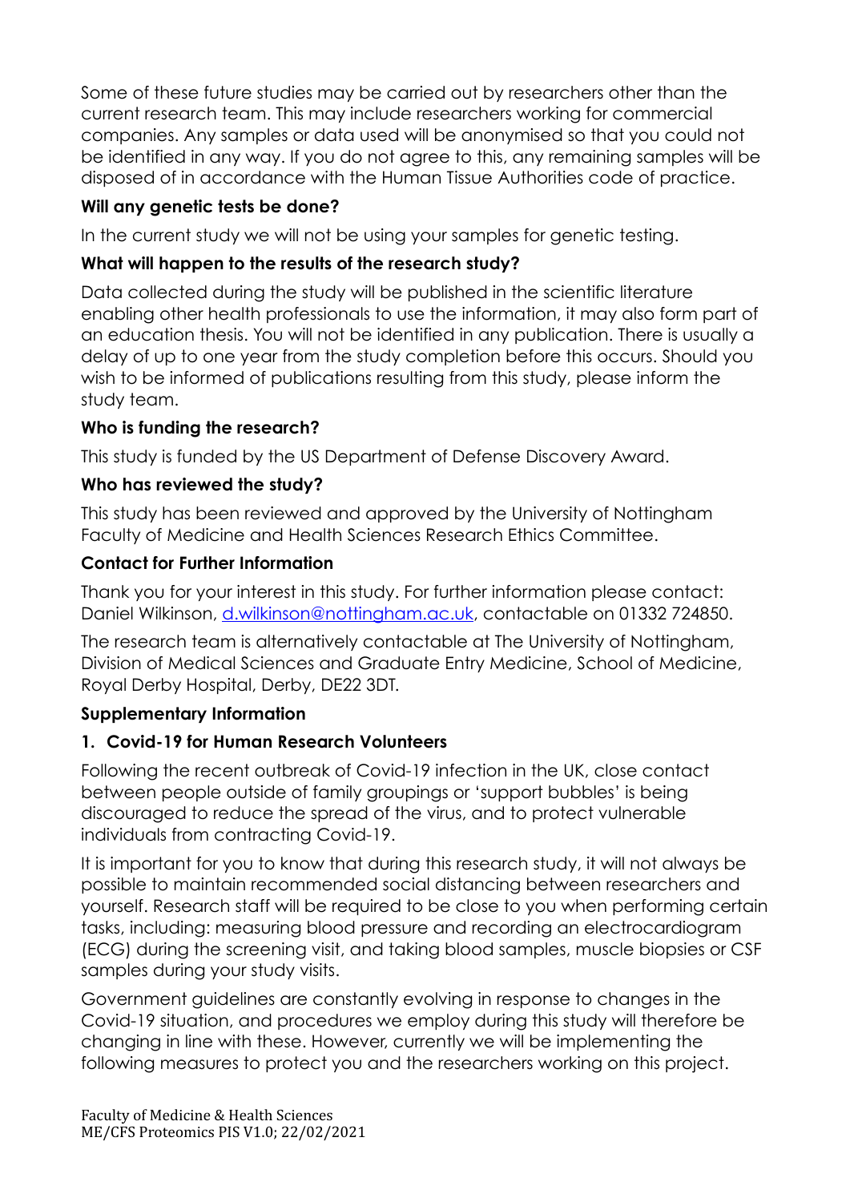Some of these future studies may be carried out by researchers other than the current research team. This may include researchers working for commercial companies. Any samples or data used will be anonymised so that you could not be identified in any way. If you do not agree to this, any remaining samples will be disposed of in accordance with the Human Tissue Authorities code of practice.

**Will any genetic tests be done?**

In the current study we will not be using your samples for genetic testing.

**What will happen to the results of the research study?**

Data collected during the study will be published in the scientific literature enabling other health professionals to use the information, it may also form part of an education thesis. You will not be identified in any publication. There is usually a delay of up to one year from the study completion before this occurs. Should you wish to be informed of publications resulting from this study, please inform the study team.

**Who is funding the research?**

This study is funded by the US Department of Defense Discovery Award.

**Who has reviewed the study?**

This study has been reviewed and approved by the University of Nottingham Faculty of Medicine and Health Sciences Research Ethics Committee.

**Contact for Further Information**

Thank you for your interest in this study. For further information please contact: Daniel Wilkinson, d.wilkinson@nottingham.ac.uk, contactable on 01332 724850.

The research team is alternatively contactable at The University of Nottingham, Division of Medical Sciences and Graduate Entry Medicine, School of Medicine, Royal Derby Hospital, Derby, DE22 3DT.

**Supplementary Information**

**1. Covid-19 for Human Research Volunteers**

Following the recent outbreak of Covid-19 infection in the UK, close contact between people outside of family groupings or 'support bubbles' is being discouraged to reduce the spread of the virus, and to protect vulnerable individuals from contracting Covid-19.

It is important for you to know that during this research study, it will not always be possible to maintain recommended social distancing between researchers and yourself. Research staff will be required to be close to you when performing certain tasks, including: measuring blood pressure and recording an electrocardiogram (ECG) during the screening visit, and taking blood samples, muscle biopsies or CSF samples during your study visits.

Government guidelines are constantly evolving in response to changes in the Covid-19 situation, and procedures we employ during this study will therefore be changing in line with these. However, currently we will be implementing the following measures to protect you and the researchers working on this project.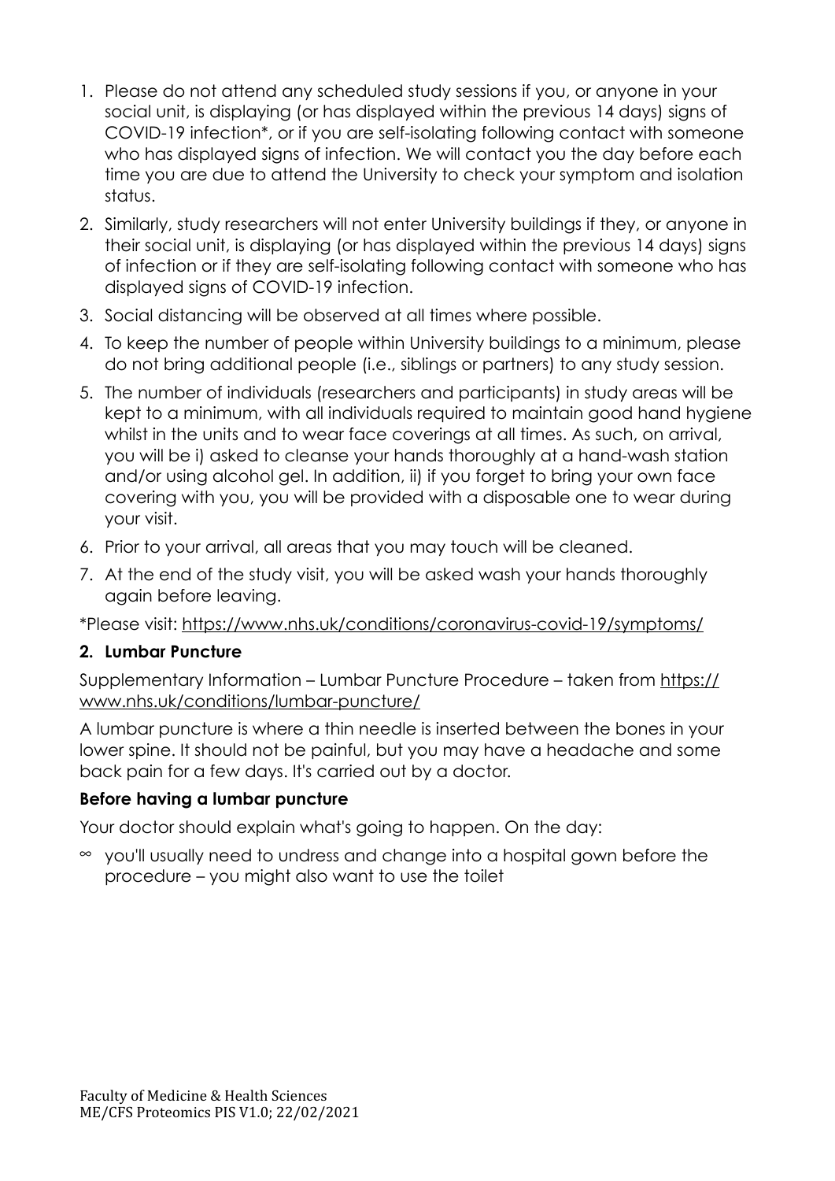1. Please do not attend any scheduled study sessions if you, or anyone in your social unit, is displaying (or has displayed within the previous 14 days) signs of COVID-19 infection*, or if you are self-isolating following contact with someone who has displayed signs of infection. We will contact you the day before each time you are due to attend the University to check your symptom and isolation status.
2. Similarly, study researchers will not enter University buildings if they, or anyone in their social unit, is displaying (or has displayed within the previous 14 days) signs of infection or if they are self-isolating following contact with someone who has displayed signs of COVID-19 infection.
3. Social distancing will be observed at all times where possible.
4. To keep the number of people within University buildings to a minimum, please do not bring additional people (i.e., siblings or partners) to any study session.
5. The number of individuals (researchers and participants) in study areas will be kept to a minimum, with all individuals required to maintain good hand hygiene whilst in the units and to wear face coverings at all times. As such, on arrival, you will be i) asked to cleanse your hands thoroughly at a hand-wash station and/or using alcohol gel. In addition, ii) if you forget to bring your own face covering with you, you will be provided with a disposable one to wear during your visit.
6. Prior to your arrival, all areas that you may touch will be cleaned.
7. At the end of the study visit, you will be asked wash your hands thoroughly again before leaving.

*Please visit: https://www.nhs.uk/conditions/coronavirus-covid-19/symptoms/

## 2. Lumbar Puncture

Supplementary Information – Lumbar Puncture Procedure – taken from https://www.nhs.uk/conditions/lumbar-puncture/

A lumbar puncture is where a thin needle is inserted between the bones in your lower spine. It should not be painful, but you may have a headache and some back pain for a few days. It's carried out by a doctor.

### Before having a lumbar puncture

Your doctor should explain what's going to happen. On the day:

- you'll usually need to undress and change into a hospital gown before the procedure – you might also want to use the toilet

Faculty of Medicine & Health Sciences
ME/CFS Proteomics PIS V1.0; 22/02/2021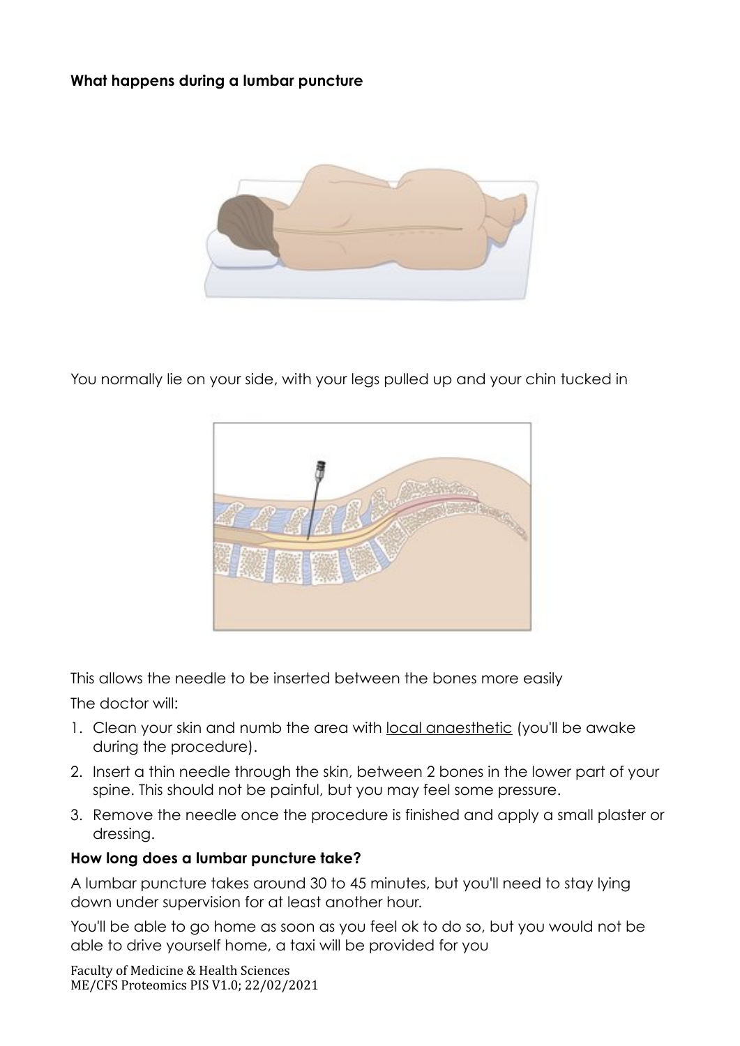**What happens during a lumbar puncture**

You normally lie on your side, with your legs pulled up and your chin tucked in

This allows the needle to be inserted between the bones more easily

The doctor will:

1. Clean your skin and numb the area with local anaesthetic (you'll be awake during the procedure).
2. Insert a thin needle through the skin, between 2 bones in the lower part of your spine. This should not be painful, but you may feel some pressure.
3. Remove the needle once the procedure is finished and apply a small plaster or dressing.

**How long does a lumbar puncture take?**

A lumbar puncture takes around 30 to 45 minutes, but you'll need to stay lying down under supervision for at least another hour.

You'll be able to go home as soon as you feel ok to do so, but you would not be able to drive yourself home, a taxi will be provided for you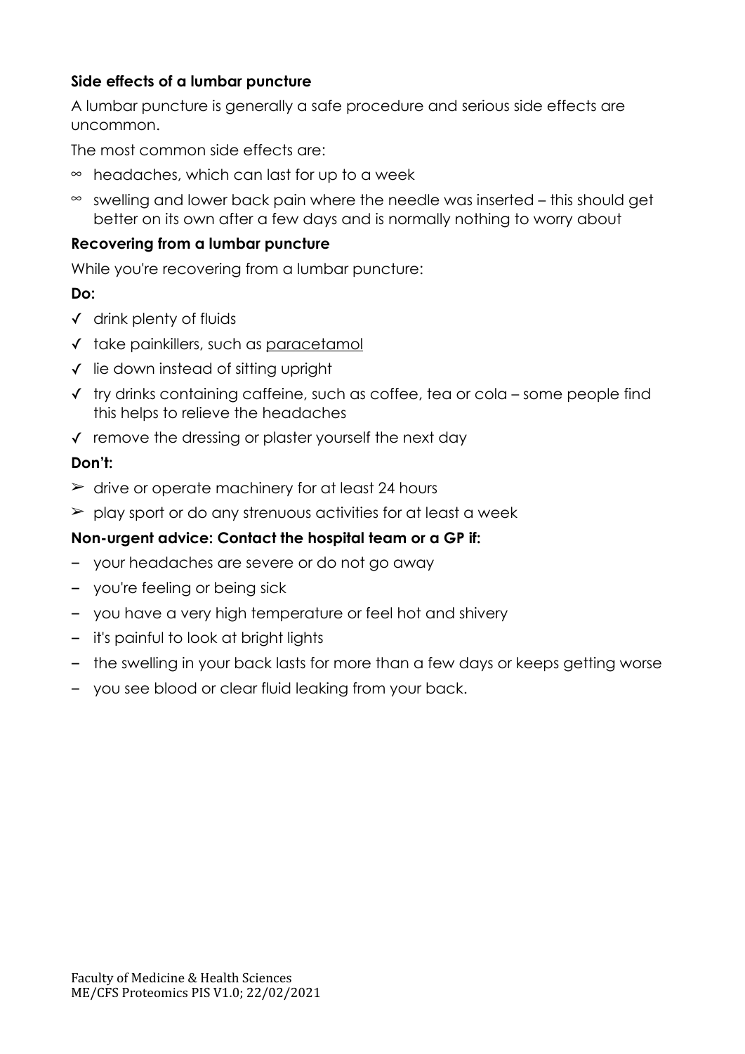**Side effects of a lumbar puncture**

A lumbar puncture is generally a safe procedure and serious side effects are uncommon.

The most common side effects are:

- headaches, which can last for up to a week
- swelling and lower back pain where the needle was inserted – this should get better on its own after a few days and is normally nothing to worry about

**Recovering from a lumbar puncture**

While you're recovering from a lumbar puncture:

**Do:**

- ✓ drink plenty of fluids
- ✓ take painkillers, such as paracetamol
- ✓ lie down instead of sitting upright
- ✓ try drinks containing caffeine, such as coffee, tea or cola – some people find this helps to relieve the headaches
- ✓ remove the dressing or plaster yourself the next day

**Don't:**

- ➢ drive or operate machinery for at least 24 hours
- ➢ play sport or do any strenuous activities for at least a week

**Non-urgent advice: Contact the hospital team or a GP if:**

- your headaches are severe or do not go away
- you're feeling or being sick
- you have a very high temperature or feel hot and shivery
- it's painful to look at bright lights
- the swelling in your back lasts for more than a few days or keeps getting worse
- you see blood or clear fluid leaking from your back.